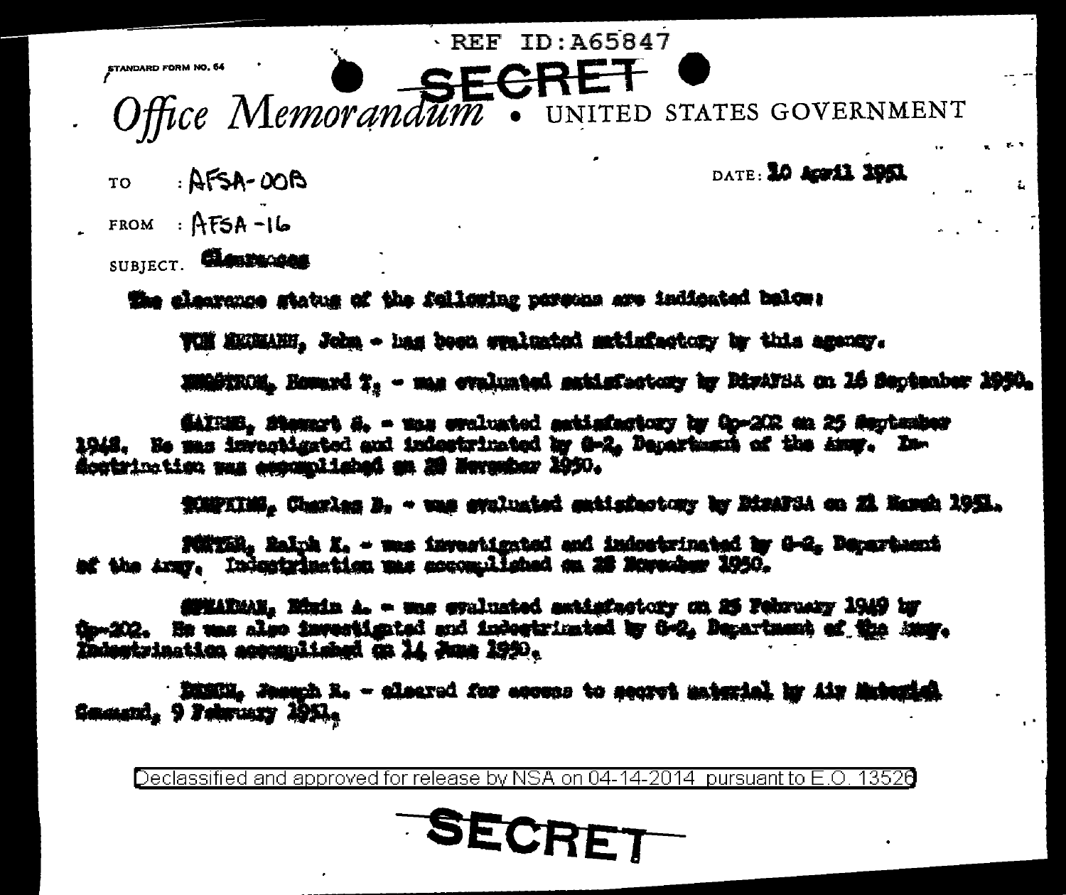REF ID:A65847

STANDARD FORM NO. 64

SECRET

# Office Memorandum • UNITED STATES GOVERNMENT

TO : AFSA-00B

DATE: 10 April 1951

FROM : AFSA-16

SUBJECT: Clearances

The clearance status of the following persons are indicated below:

VON NEUMANN, John - has been evaluated satisfactory by this agency.

ENGSTROM, Howard T. - was evaluated satisfactory by DirAFSA on 16 September 1950.

GAINES, Stewart S. - was evaluated satisfactory by Op-202 on 25 September 1948. He was investigated and indoctrinated by G-2, Department of the Army. Indoctrination was accomplished on 28 November 1950.

TOMPKINS, Charles B. - was evaluated satisfactory by DirAFSA on 21 March 1951.

PORTER, Ralph K. - was investigated and indoctrinated by G-2, Department of the Army. Indoctrination was accomplished on 28 November 1950.

SPEARMAN, Edwin A. - was evaluated satisfactory on 25 February 1949 by Op-202. He was also investigated and indoctrinated by G-2, Department of the Army. Indoctrination accomplished on 14 June 1950.

DESCH, Joseph R. - cleared for access to secret material by Air Materiel Command, 9 February 1951.

Declassified and approved for release by NSA on 04-14-2014 pursuant to E.O. 13526

SECRET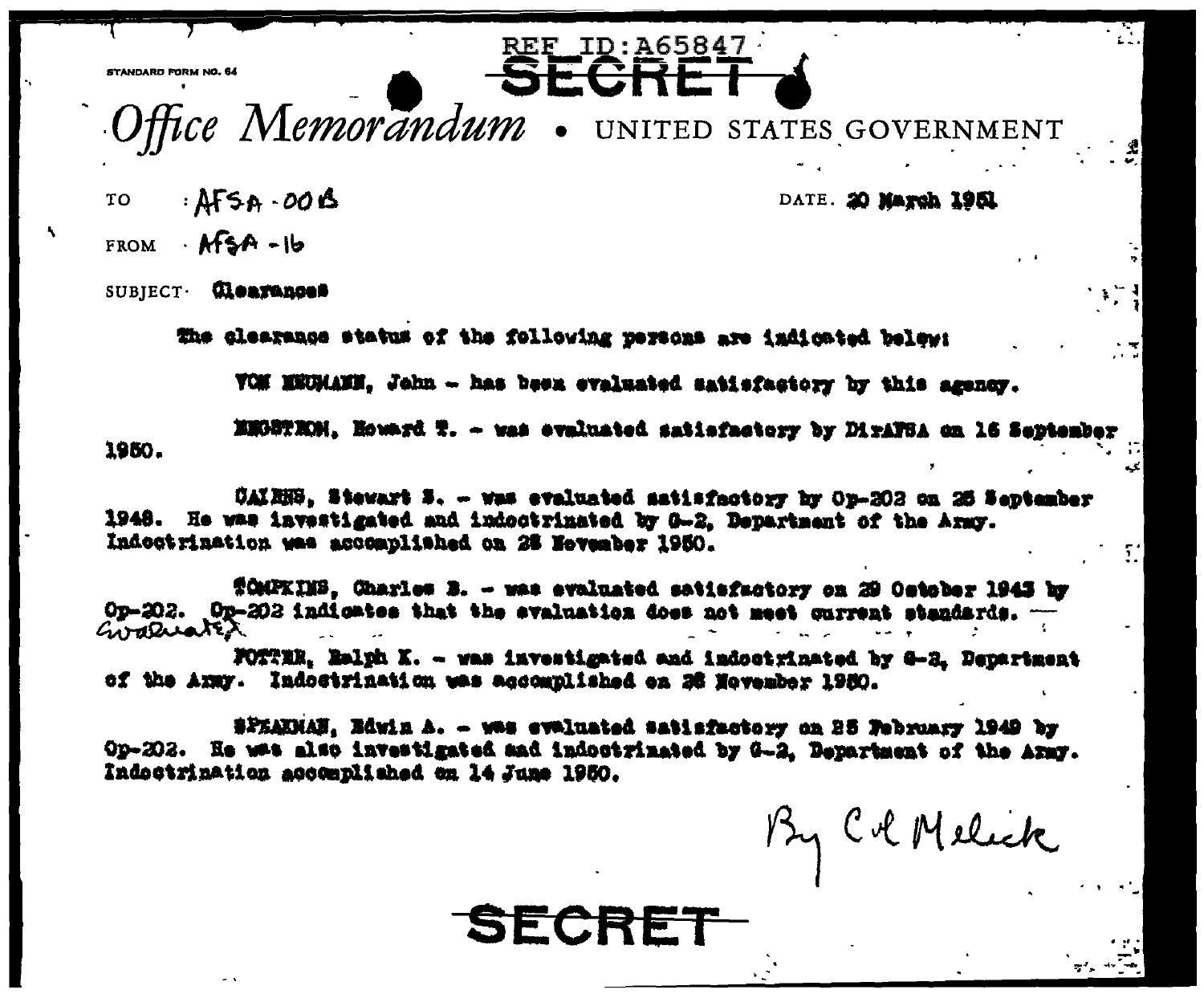REF ID:A65847

SECRET

STANDARD FORM NO. 64

# Office Memorandum • UNITED STATES GOVERNMENT

TO : AFSA-00B

DATE: 20 March 1951

FROM : AFSA-16

SUBJECT: Clearances

The clearance status of the following persons are indicated below:

VON NEUMANN, John - has been evaluated satisfactory by this agency.

ENGSTROM, Howard T. - was evaluated satisfactory by DirAFSA on 16 September 1950.

CAIRNS, Stewart S. - was evaluated satisfactory by Op-202 on 28 September 1948. He was investigated and indoctrinated by G-2, Department of the Army. Indoctrination was accomplished on 28 November 1950.

TOMPKINS, Charles B. - was evaluated satisfactory on 29 October 1943 by Op-202. Op-202 indicates that the evaluation does not meet current standards. — evaluated

POTTER, Ralph K. - was investigated and indoctrinated by G-2, Department of the Army. Indoctrination was accomplished on 28 November 1950.

SPEAKMAN, Edwin A. - was evaluated satisfactory on 25 February 1949 by Op-202. He was also investigated and indoctrinated by G-2, Department of the Army. Indoctrination accomplished on 14 June 1950.

By Col Melick

SECRET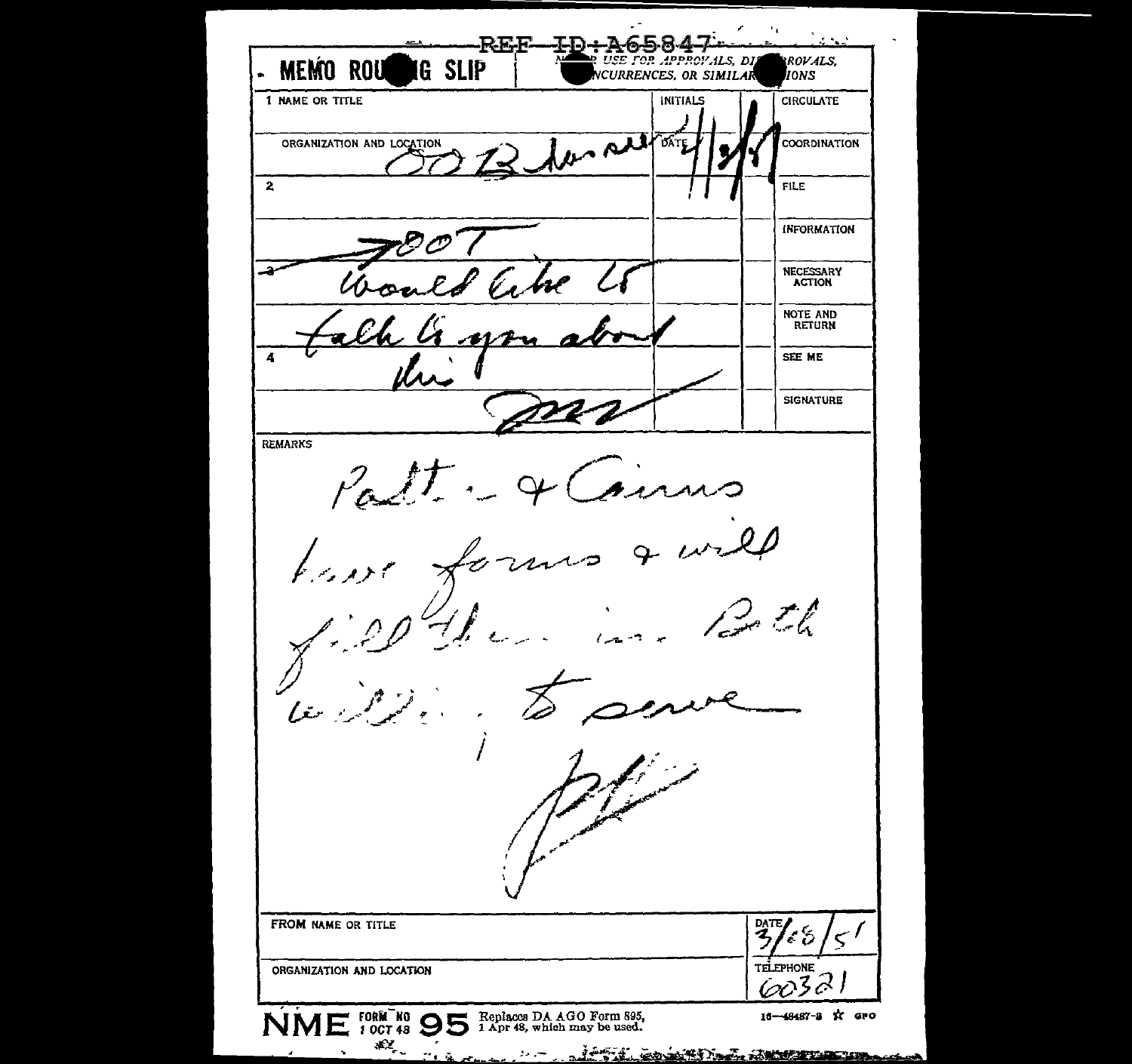REF ID:A65847

# MEMO ROUTING SLIP

NEVER USE FOR APPROVALS, DISAPPROVALS, CONCURRENCES, OR SIMILAR ACTIONS

| 1 NAME OR TITLE | INITIALS | CIRCULATE |
|---|---|---|
| ORGANIZATION AND LOCATION: OOB doneser | DATE 4/2/51 | COORDINATION |
| 2 | | FILE |
| → OOT | | INFORMATION |
| 3 Would like to | | NECESSARY ACTION |
| talk to you about | | NOTE AND RETURN |
| 4 this | | SEE ME |
| | | SIGNATURE |

REMARKS

Patton & Cairns have forms & will fill them in. Both willing to serve

| FROM NAME OR TITLE | DATE 3/28/51 |
|---|---|
| ORGANIZATION AND LOCATION | TELEPHONE 60321 |

NME FORM NO 95 1 OCT 48 Replaces DA AGO Form 895, 1 Apr 48, which may be used. 16—48487-3 ☆ GPO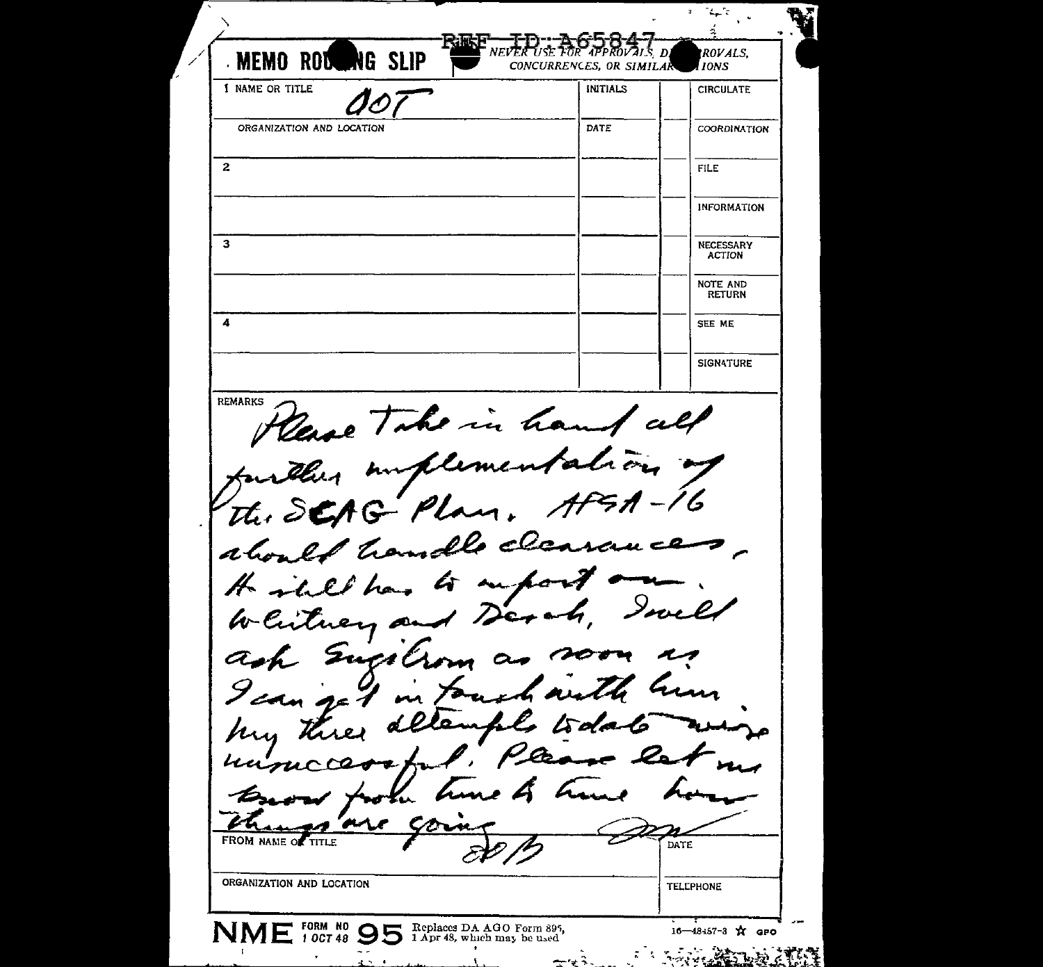REF ID:A65847

**MEMO ROUTING SLIP** — NEVER USE FOR APPROVALS, DISAPPROVALS, CONCURRENCES, OR SIMILAR ACTIONS

| | | | |
|---|---|---|---|
| 1 NAME OR TITLE: AOT | INITIALS | | CIRCULATE |
| ORGANIZATION AND LOCATION | DATE | | COORDINATION |
| 2 | | | FILE |
| | | | INFORMATION |
| 3 | | | NECESSARY ACTION |
| | | | NOTE AND RETURN |
| 4 | | | SEE ME |
| | | | SIGNATURE |

REMARKS

Please take in hand all further implementation of the SEAG Plan. AFSA-16 should handle clearances. It still has to report on Whitney and Derah. I will ask Engstrom as soon as I can get in touch with him. My three attempts to date were unsuccessful. Please let me know from time to time how things are going

EDB

| | |
|---|---|
| FROM NAME OR TITLE | DATE |
| ORGANIZATION AND LOCATION | TELEPHONE |

NME FORM NO 95, 1 OCT 48 — Replaces DA AGO Form 895, 1 Apr 48, which may be used

16—48457-3 ☆ GPO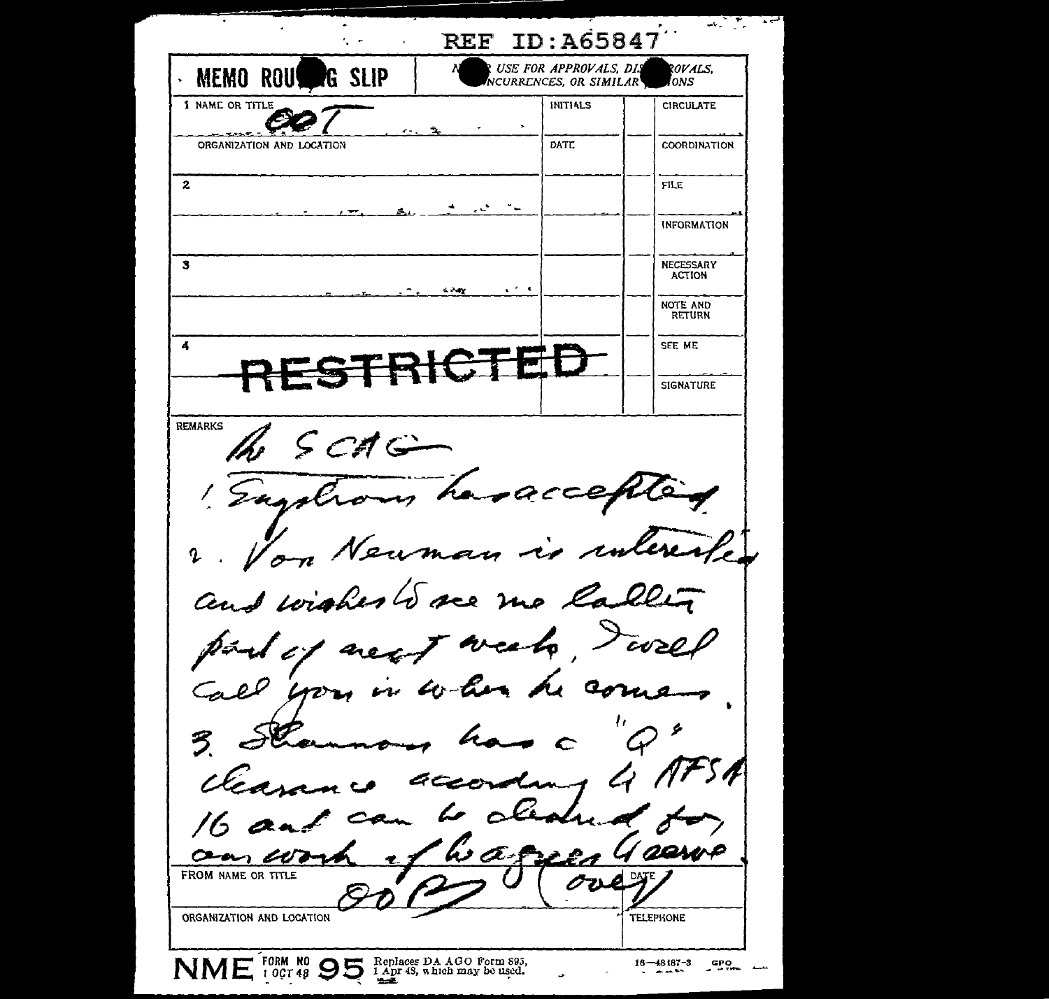REF ID:A65847

# MEMO ROUTING SLIP

NEVER USE FOR APPROVALS, DISAPPROVALS, CONCURRENCES, OR SIMILAR ACTIONS

| | | | | |
|---|---|---|---|---|
| 1 NAME OR TITLE OOT | INITIALS | | CIRCULATE |
| ORGANIZATION AND LOCATION | DATE | | COORDINATION |
| 2 | | | FILE |
| | | | INFORMATION |
| 3 | | | NECESSARY ACTION |
| | | | NOTE AND RETURN |
| 4 | | | SEE ME |
| | | | SIGNATURE |

~~RESTRICTED~~

REMARKS

Re SCAG

1. Engstrom has accepted.

2. Von Neuman is interested and wishes to see me latter part of next week, I will call you in when he comes.

3. Shannon has a "Q" clearance according to AFSA 16 and can be cleared for any work if he agrees to serve.

(over)

FROM NAME OR TITLE OOP

ORGANIZATION AND LOCATION

DATE

TELEPHONE

NME FORM NO 95 1 OCT 48 Replaces DA AGO Form 895, 1 Apr 48, which may be used. 16—48187-3 GPO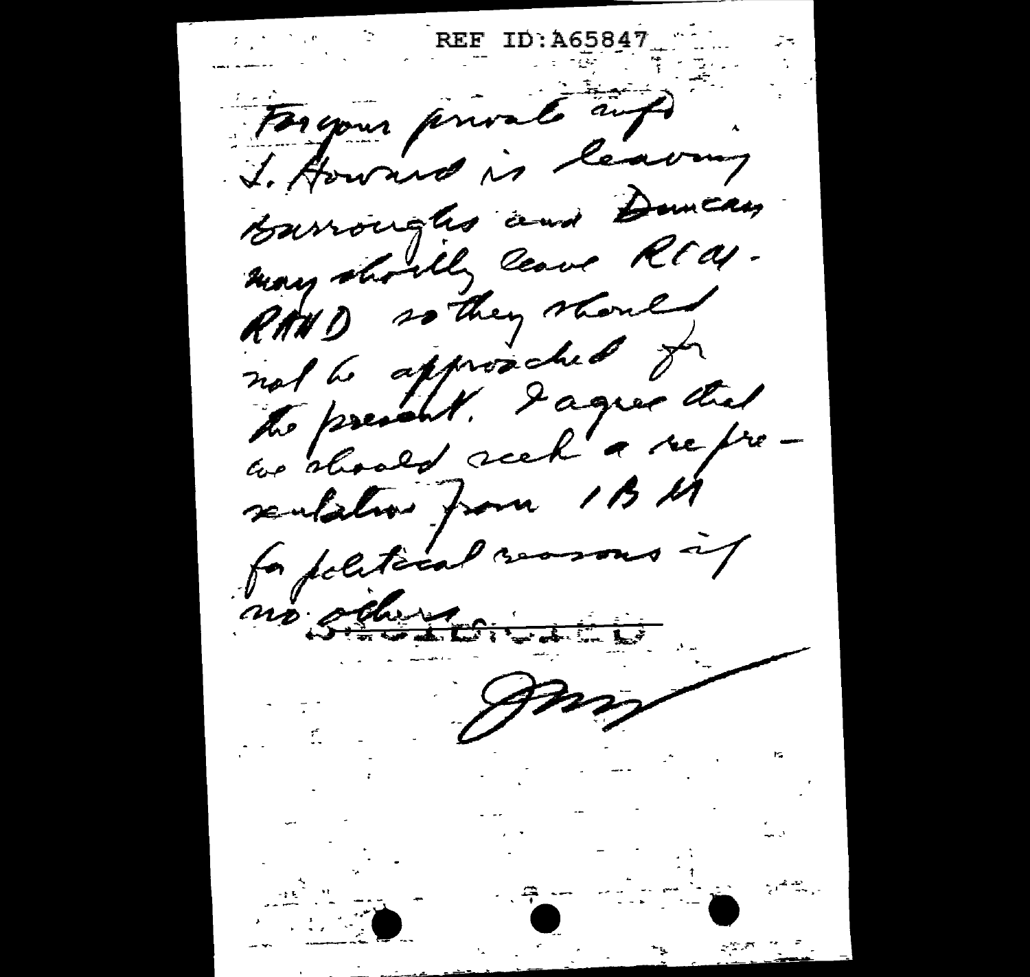REF ID:A65847

For your private info
L. Howard is leaving
Burroughs and Duncan
may shortly leave RCA-
RAND so they should
not be approached for
the present. I agree that
we should seek a repre-
sentative from IBM
for political reasons if
no others.

JMW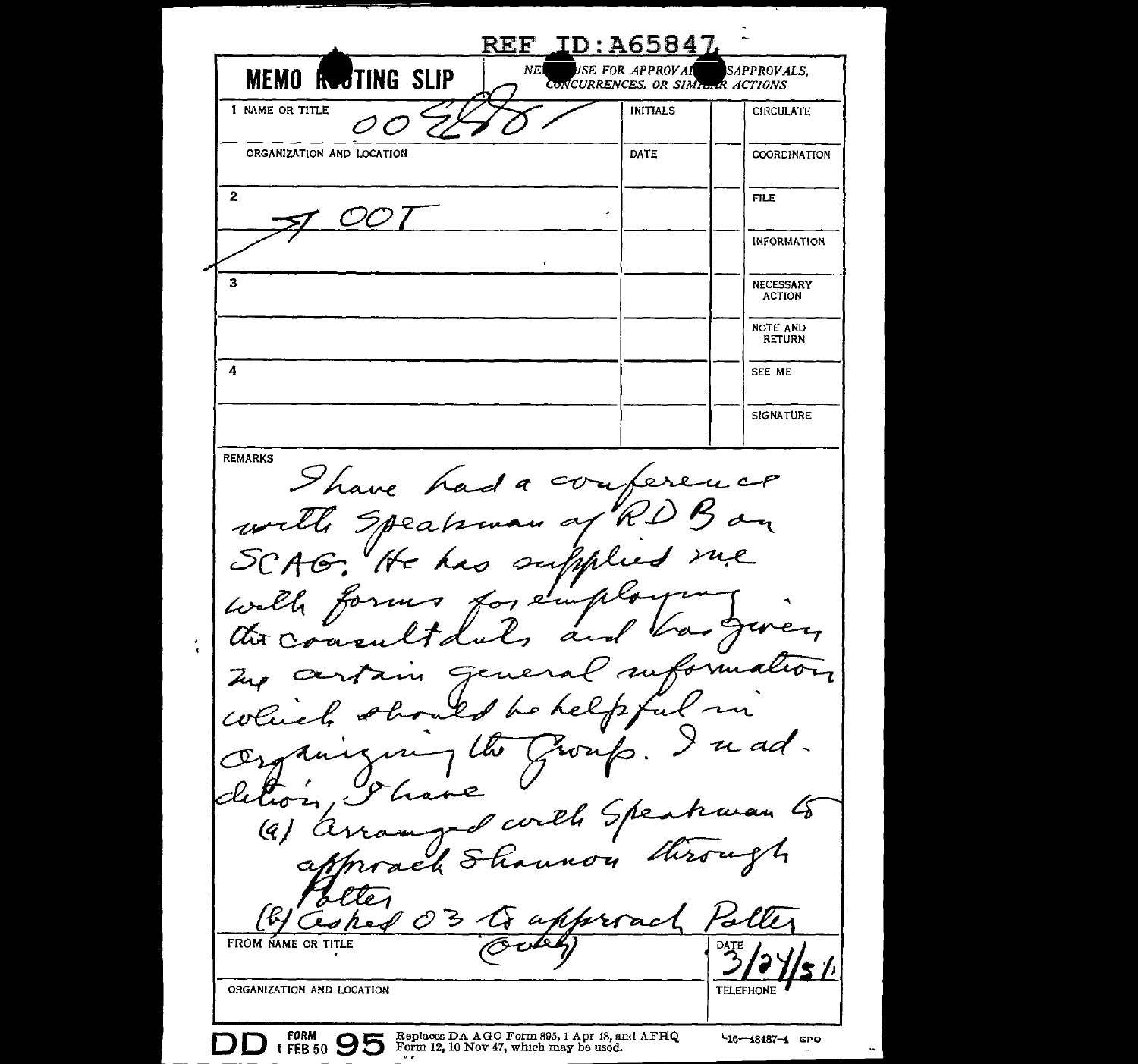REF ID:A65847

**MEMO ROUTING SLIP**

NEVER USE FOR APPROVALS, DISAPPROVALS, CONCURRENCES, OR SIMILAR ACTIONS

| | | | |
|---|---|---|---|
| 1 NAME OR TITLE: OO ESSD | INITIALS | | CIRCULATE |
| ORGANIZATION AND LOCATION | DATE | | COORDINATION |
| 2 OOT | | | FILE |
| | | | INFORMATION |
| 3 | | | NECESSARY ACTION |
| | | | NOTE AND RETURN |
| 4 | | | SEE ME |
| | | | SIGNATURE |

REMARKS

I have had a conference with Speakman of RDB on SCAG. He has supplied me with forms for employing the consultants and has given me certain general information which should be helpful in organizing the Group. In addition, I have

(a) arranged with Speakman to approach Shannon through Potter

(b) asked O3 to approach Potter

FROM NAME OR TITLE: (Cody)

DATE: 3/24/51

ORGANIZATION AND LOCATION

TELEPHONE

DD FORM 1 FEB 50 95 Replaces DA AGO Form 895, 1 Apr 48, and AFHQ Form 12, 10 Nov 47, which may be used. 16—48487-4 GPO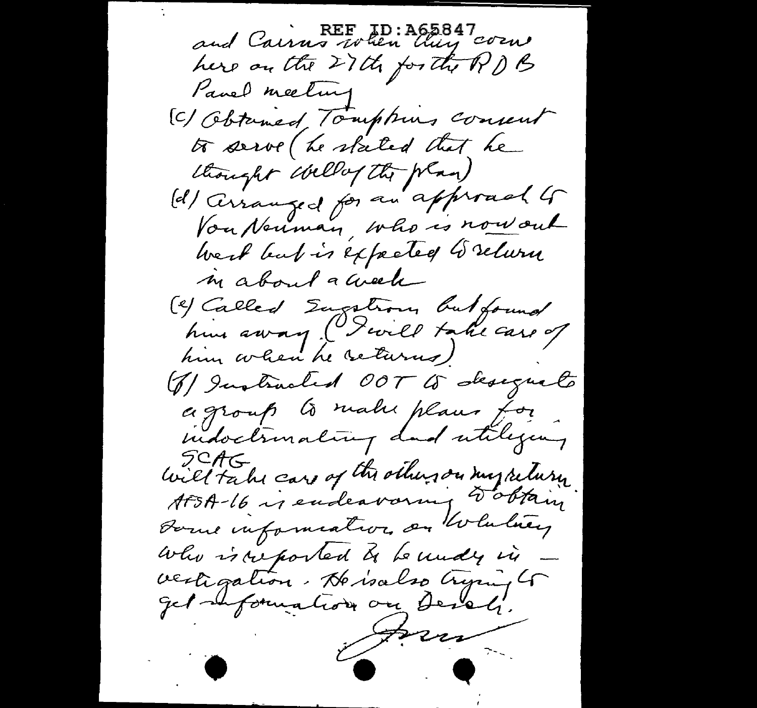and Cairns when they come here on the 27th for the RDB Panel meeting

(c) Obtained Tompkins consent to serve (he stated that he thought well of the plan)

(d) Arranged for an approach to Von Neuman, who is now out West but is expected to return in about a week

(e) Called Engstrom but found him away. (I will take care of him when he returns)

(f) Instructed OOT to designate a group to make plans for indoctrinating and utilizing SCAG

Will take care of the others on my return.

AFSA-16 is endeavoring to obtain some information on Wolutney who is reported to be under investigation. He is also trying to get information on Deschi.

Jones